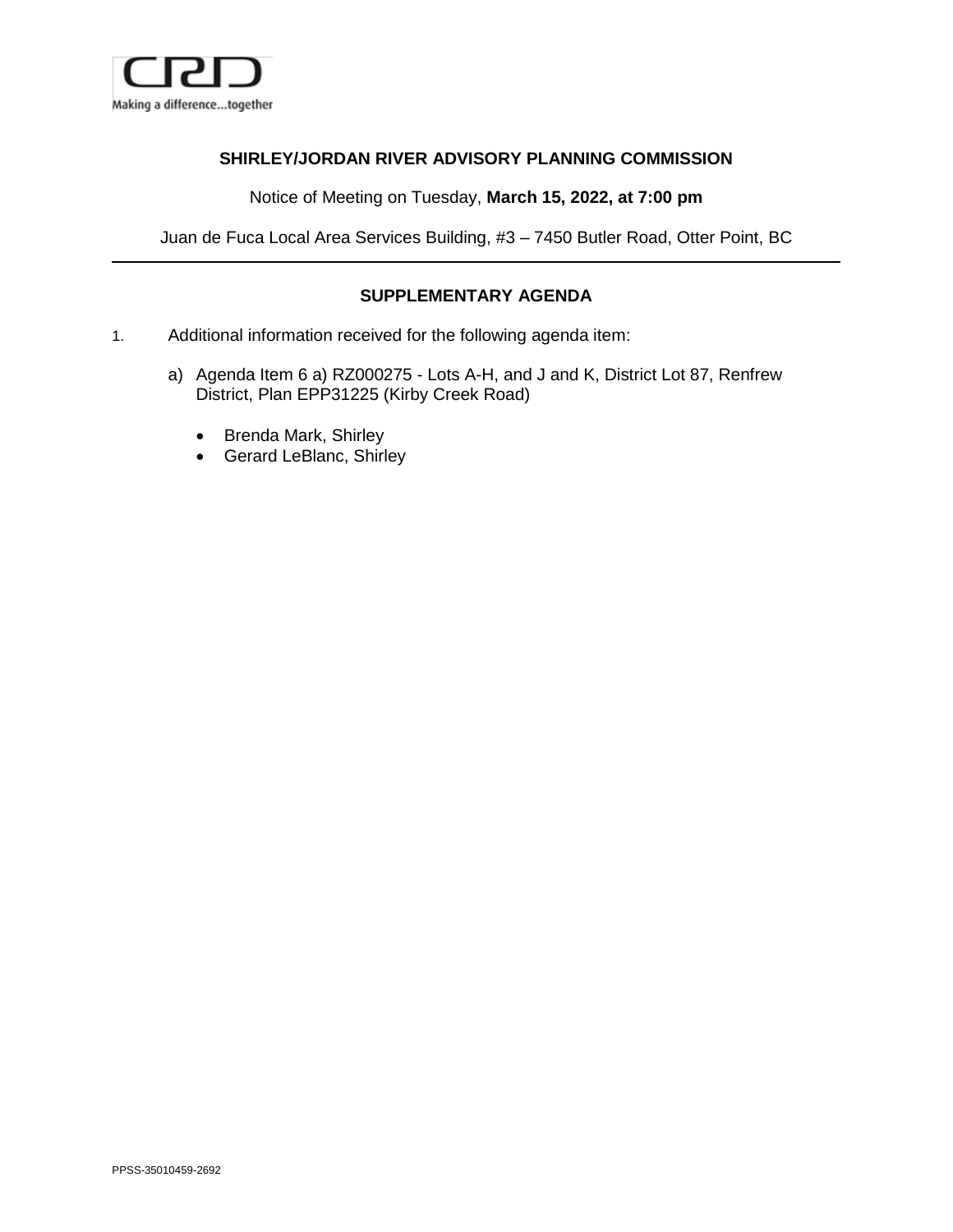Making a difference...together

**SHIRLEY/JORDAN RIVER ADVISORY PLANNING COMMISSION**

Notice of Meeting on Tuesday, **March 15, 2022, at 7:00 pm**

Juan de Fuca Local Area Services Building, #3 – 7450 Butler Road, Otter Point, BC

---

## SUPPLEMENTARY AGENDA

1. Additional information received for the following agenda item:

   a) Agenda Item 6 a) RZ000275 - Lots A-H, and J and K, District Lot 87, Renfrew District, Plan EPP31225 (Kirby Creek Road)

      - Brenda Mark, Shirley
      - Gerard LeBlanc, Shirley

PPSS-35010459-2692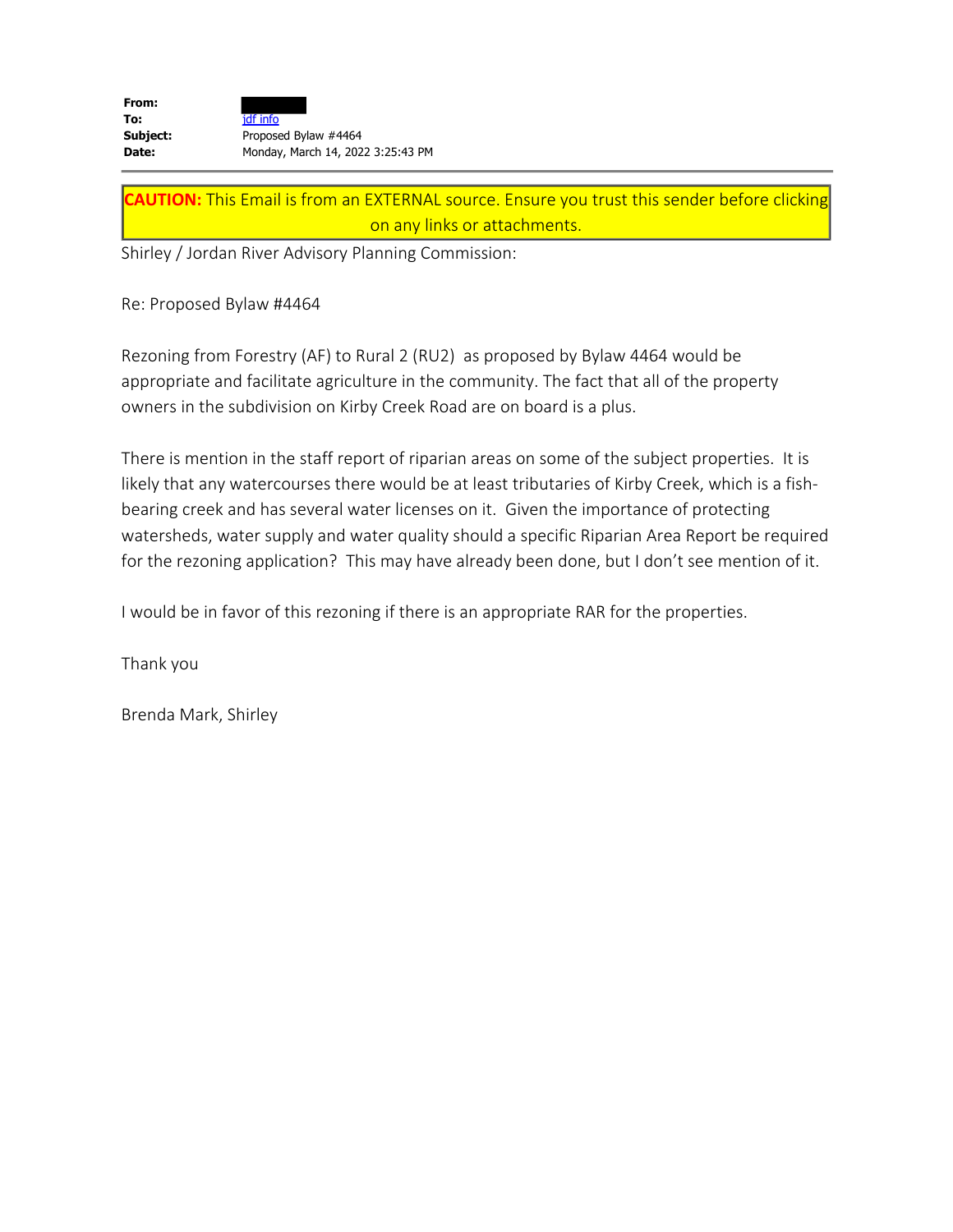| | |
|---|---|
| **From:** | |
| **To:** | jdf info |
| **Subject:** | Proposed Bylaw #4464 |
| **Date:** | Monday, March 14, 2022 3:25:43 PM |

---

**CAUTION:** This Email is from an EXTERNAL source. Ensure you trust this sender before clicking on any links or attachments.

Shirley / Jordan River Advisory Planning Commission:

Re: Proposed Bylaw #4464

Rezoning from Forestry (AF) to Rural 2 (RU2) as proposed by Bylaw 4464 would be appropriate and facilitate agriculture in the community. The fact that all of the property owners in the subdivision on Kirby Creek Road are on board is a plus.

There is mention in the staff report of riparian areas on some of the subject properties. It is likely that any watercourses there would be at least tributaries of Kirby Creek, which is a fish-bearing creek and has several water licenses on it. Given the importance of protecting watersheds, water supply and water quality should a specific Riparian Area Report be required for the rezoning application? This may have already been done, but I don't see mention of it.

I would be in favor of this rezoning if there is an appropriate RAR for the properties.

Thank you

Brenda Mark, Shirley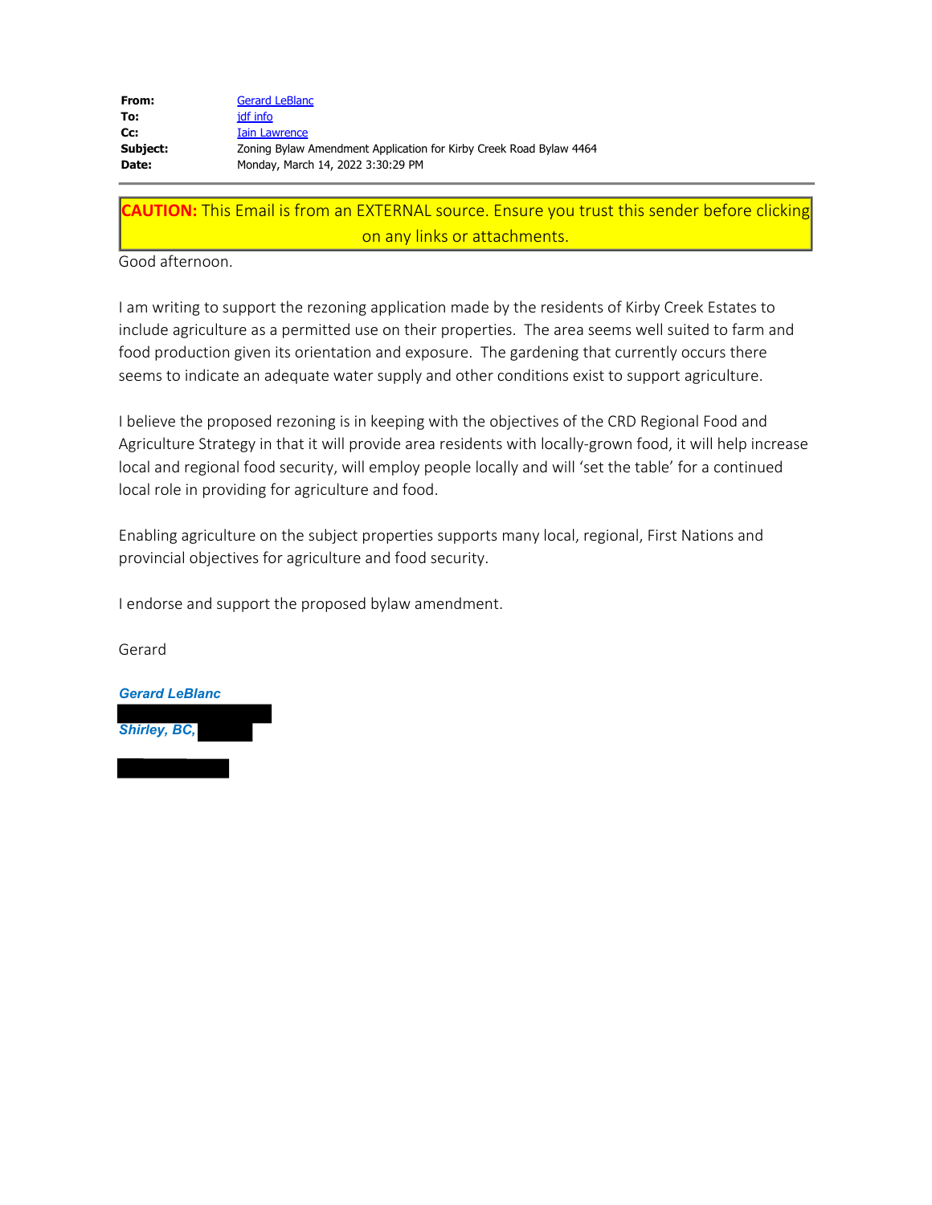**From:** Gerard LeBlanc
**To:** jdf info
**Cc:** Iain Lawrence
**Subject:** Zoning Bylaw Amendment Application for Kirby Creek Road Bylaw 4464
**Date:** Monday, March 14, 2022 3:30:29 PM

---

**CAUTION:** This Email is from an EXTERNAL source. Ensure you trust this sender before clicking on any links or attachments.

Good afternoon.

I am writing to support the rezoning application made by the residents of Kirby Creek Estates to include agriculture as a permitted use on their properties. The area seems well suited to farm and food production given its orientation and exposure. The gardening that currently occurs there seems to indicate an adequate water supply and other conditions exist to support agriculture.

I believe the proposed rezoning is in keeping with the objectives of the CRD Regional Food and Agriculture Strategy in that it will provide area residents with locally-grown food, it will help increase local and regional food security, will employ people locally and will 'set the table' for a continued local role in providing for agriculture and food.

Enabling agriculture on the subject properties supports many local, regional, First Nations and provincial objectives for agriculture and food security.

I endorse and support the proposed bylaw amendment.

Gerard

***Gerard LeBlanc***

***Shirley, BC,***